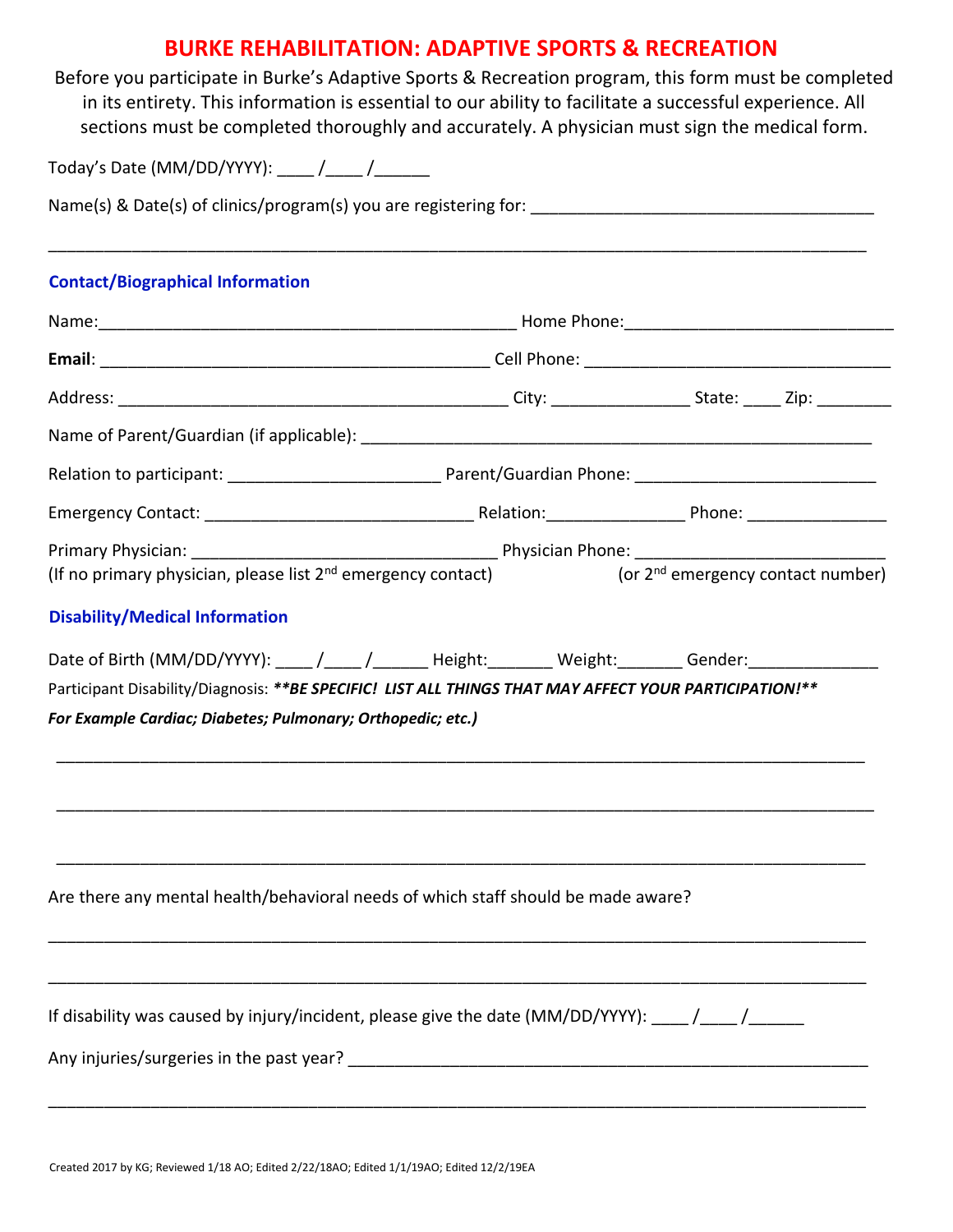# BURKE REHABILITATION: ADAPTIVE SPORTS & RECREATION

Before you participate in Burke's Adaptive Sports & Recreation program, this form must be completed in its entirety. This information is essential to our ability to facilitate a successful experience. All sections must be completed thoroughly and accurately. A physician must sign the medical form.

Today's Date (MM/DD/YYYY): ____ /____ /______

Name(s) & Date(s) of clinics/program(s) you are registering for: ____________________________________

____________________________________________________________________________________

## Contact/Biographical Information

Name:_____________________________________________ Home Phone:____________________________

**Email**: __________________________________________ Cell Phone: _________________________________

Address: __________________________________________ City: _______________ State: ____ Zip: ________

Name of Parent/Guardian (if applicable): ___________________________________________________

Relation to participant: _______________________ Parent/Guardian Phone: __________________________

Emergency Contact: ____________________________ Relation:_______________ Phone: _______________

Primary Physician: _________________________________ Physician Phone: __________________________
(If no primary physician, please list 2nd emergency contact) (or 2nd emergency contact number)

## Disability/Medical Information

Date of Birth (MM/DD/YYYY): ____ /____ /______ Height:_______ Weight:_______ Gender:_____________

Participant Disability/Diagnosis: ***\*\*BE SPECIFIC! LIST ALL THINGS THAT MAY AFFECT YOUR PARTICIPATION!\*\****
***For Example Cardiac; Diabetes; Pulmonary; Orthopedic; etc.)***

____________________________________________________________________________________

____________________________________________________________________________________

____________________________________________________________________________________

Are there any mental health/behavioral needs of which staff should be made aware?

____________________________________________________________________________________

____________________________________________________________________________________

If disability was caused by injury/incident, please give the date (MM/DD/YYYY): ____ /____ /______

Any injuries/surgeries in the past year? _______________________________________________________

____________________________________________________________________________________

Created 2017 by KG; Reviewed 1/18 AO; Edited 2/22/18AO; Edited 1/1/19AO; Edited 12/2/19EA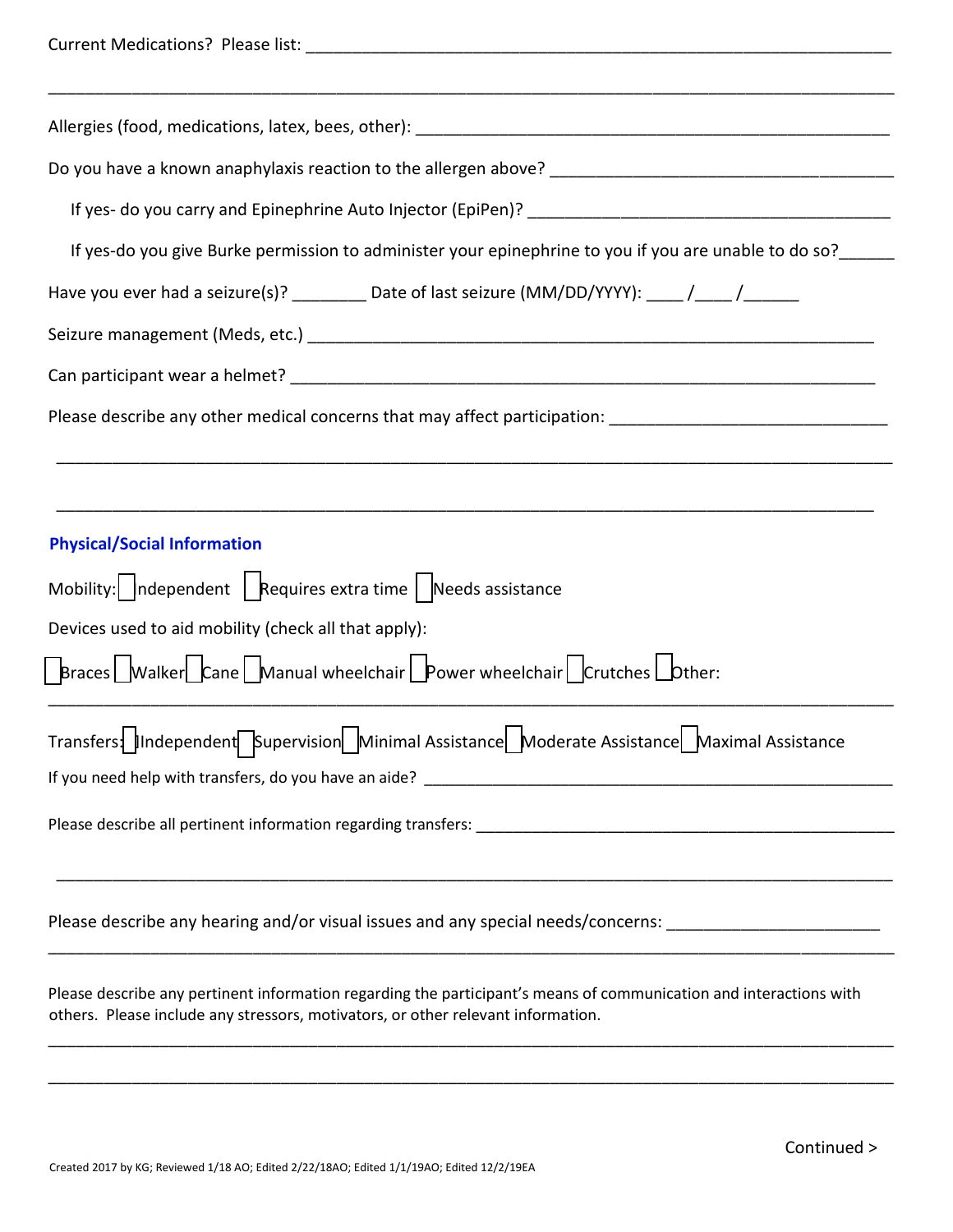Current Medications? Please list: ______________________________________________________________

_______________________________________________________________________________________________

Allergies (food, medications, latex, bees, other): _____________________________________________________

Do you have a known anaphylaxis reaction to the allergen above? _____________________________________

If yes- do you carry and Epinephrine Auto Injector (EpiPen)? ________________________________________

If yes-do you give Burke permission to administer your epinephrine to you if you are unable to do so?______

Have you ever had a seizure(s)? ________ Date of last seizure (MM/DD/YYYY): ____ /____ /______

Seizure management (Meds, etc.) ______________________________________________________________

Can participant wear a helmet? ______________________________________________________________

Please describe any other medical concerns that may affect participation: ______________________________

_______________________________________________________________________________________________

_______________________________________________________________________________________________

## Physical/Social Information

Mobility: ☐ Independent ☐ Requires extra time ☐ Needs assistance

Devices used to aid mobility (check all that apply):

☐ Braces ☐ Walker ☐ Cane ☐ Manual wheelchair ☐ Power wheelchair ☐ Crutches ☐ Other:

_______________________________________________________________________________________________

Transfers: ☐ Independent ☐ Supervision ☐ Minimal Assistance ☐ Moderate Assistance ☐ Maximal Assistance

If you need help with transfers, do you have an aide? ______________________________________________

Please describe all pertinent information regarding transfers: _________________________________________

_______________________________________________________________________________________________

Please describe any hearing and/or visual issues and any special needs/concerns: _______________________

_______________________________________________________________________________________________

Please describe any pertinent information regarding the participant's means of communication and interactions with others. Please include any stressors, motivators, or other relevant information.

_______________________________________________________________________________________________

_______________________________________________________________________________________________

Continued >

Created 2017 by KG; Reviewed 1/18 AO; Edited 2/22/18AO; Edited 1/1/19AO; Edited 12/2/19EA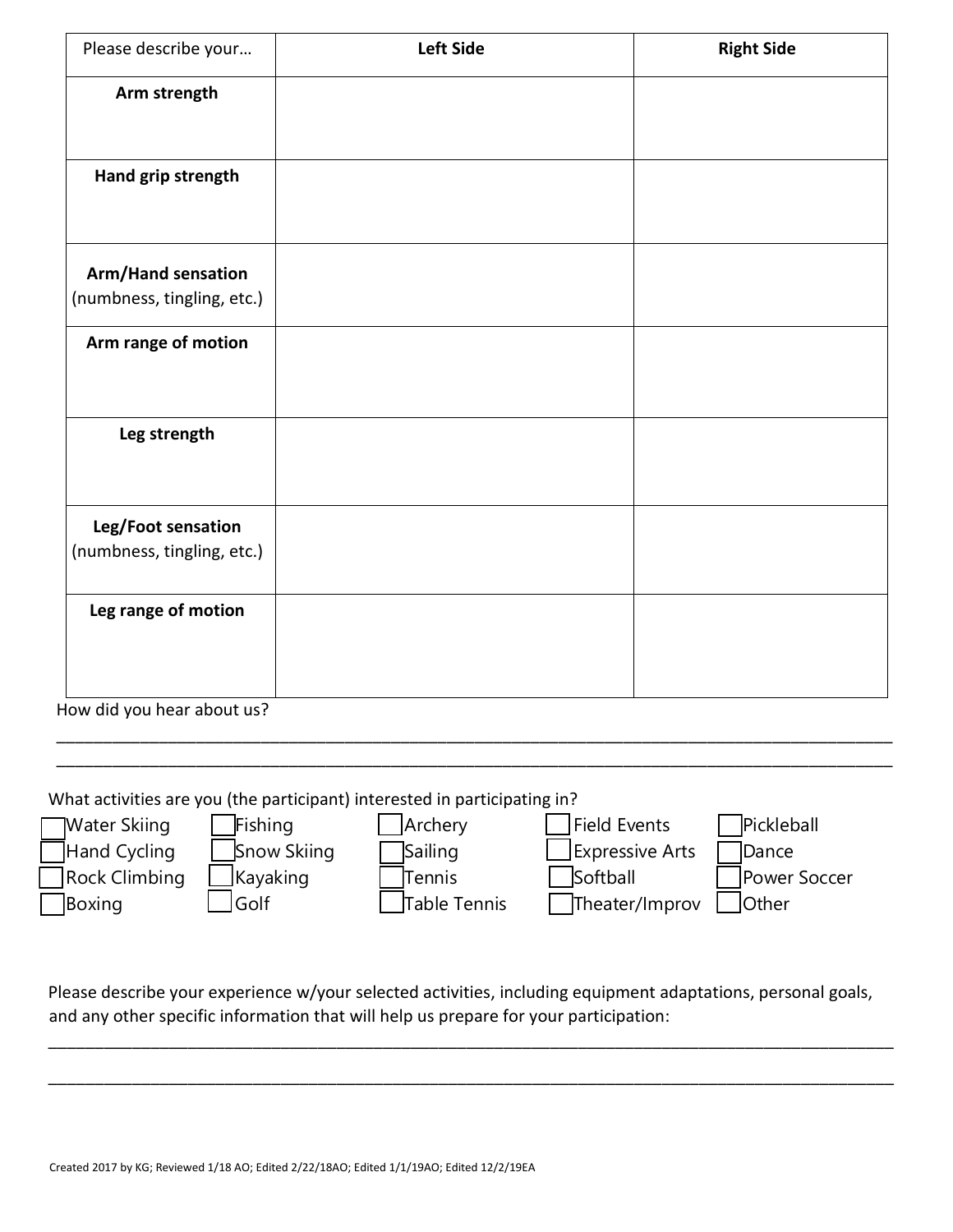| Please describe your… | Left Side | Right Side |
|---|---|---|
| **Arm strength** | | |
| **Hand grip strength** | | |
| **Arm/Hand sensation** (numbness, tingling, etc.) | | |
| **Arm range of motion** | | |
| **Leg strength** | | |
| **Leg/Foot sensation** (numbness, tingling, etc.) | | |
| **Leg range of motion** | | |

How did you hear about us?

______________________________________________________________________________________

______________________________________________________________________________________

What activities are you (the participant) interested in participating in?

- ☐ Water Skiing
- ☐ Hand Cycling
- ☐ Rock Climbing
- ☐ Boxing
- ☐ Fishing
- ☐ Snow Skiing
- ☐ Kayaking
- ☐ Golf
- ☐ Archery
- ☐ Sailing
- ☐ Tennis
- ☐ Table Tennis
- ☐ Field Events
- ☐ Expressive Arts
- ☐ Softball
- ☐ Theater/Improv
- ☐ Pickleball
- ☐ Dance
- ☐ Power Soccer
- ☐ Other

Please describe your experience w/your selected activities, including equipment adaptations, personal goals, and any other specific information that will help us prepare for your participation:

______________________________________________________________________________________

______________________________________________________________________________________

Created 2017 by KG; Reviewed 1/18 AO; Edited 2/22/18AO; Edited 1/1/19AO; Edited 12/2/19EA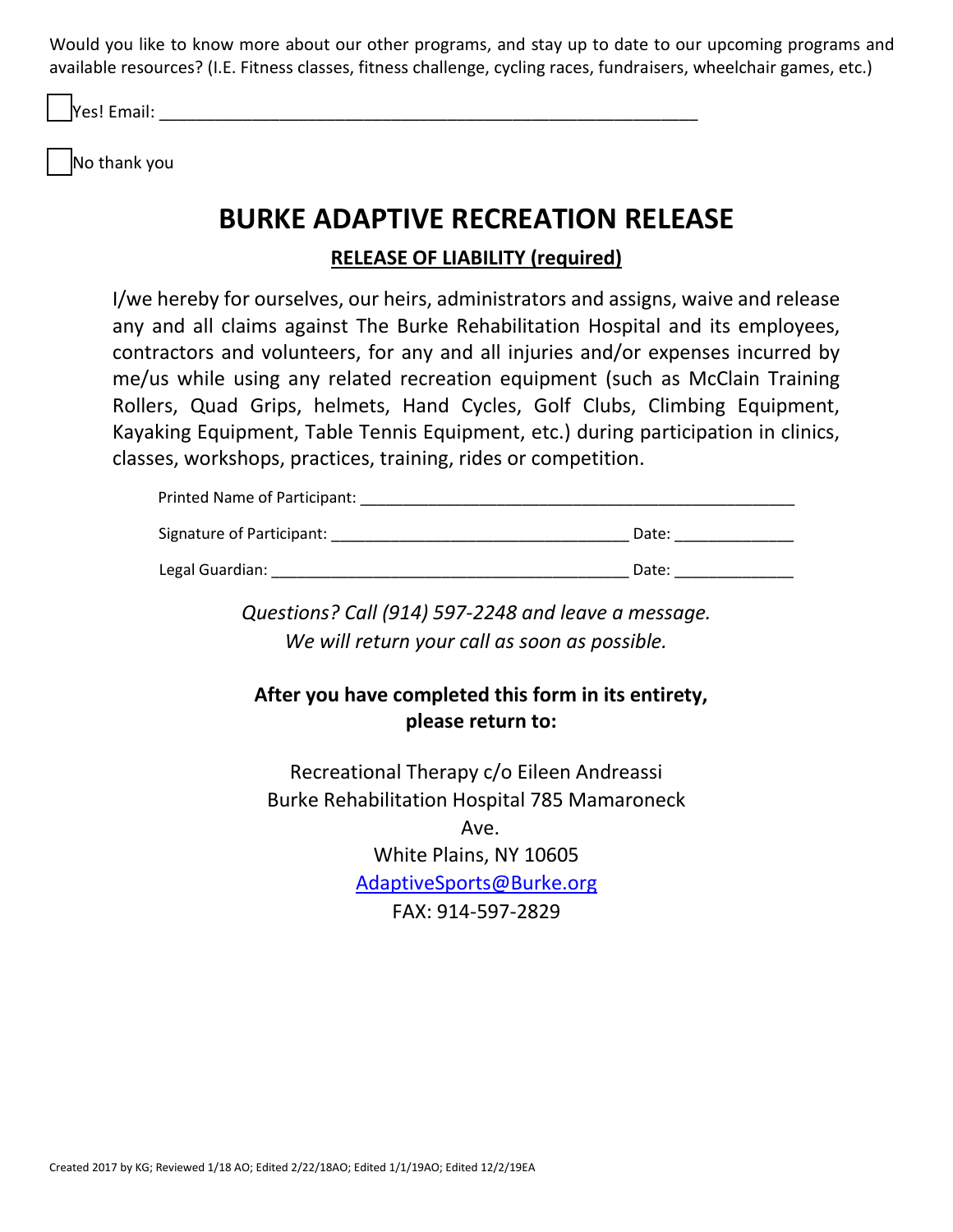Would you like to know more about our other programs, and stay up to date to our upcoming programs and available resources? (I.E. Fitness classes, fitness challenge, cycling races, fundraisers, wheelchair games, etc.)

☐ Yes! Email: ___________________________________________________________

☐ No thank you

# BURKE ADAPTIVE RECREATION RELEASE

## RELEASE OF LIABILITY (required)

I/we hereby for ourselves, our heirs, administrators and assigns, waive and release any and all claims against The Burke Rehabilitation Hospital and its employees, contractors and volunteers, for any and all injuries and/or expenses incurred by me/us while using any related recreation equipment (such as McClain Training Rollers, Quad Grips, helmets, Hand Cycles, Golf Clubs, Climbing Equipment, Kayaking Equipment, Table Tennis Equipment, etc.) during participation in clinics, classes, workshops, practices, training, rides or competition.

Printed Name of Participant: ________________________________________________

Signature of Participant: _________________________________ Date: _____________

Legal Guardian: _______________________________________ Date: _____________

*Questions? Call (914) 597-2248 and leave a message.*
*We will return your call as soon as possible.*

**After you have completed this form in its entirety, please return to:**

Recreational Therapy c/o Eileen Andreassi
Burke Rehabilitation Hospital 785 Mamaroneck Ave.
White Plains, NY 10605
AdaptiveSports@Burke.org
FAX: 914-597-2829

Created 2017 by KG; Reviewed 1/18 AO; Edited 2/22/18AO; Edited 1/1/19AO; Edited 12/2/19EA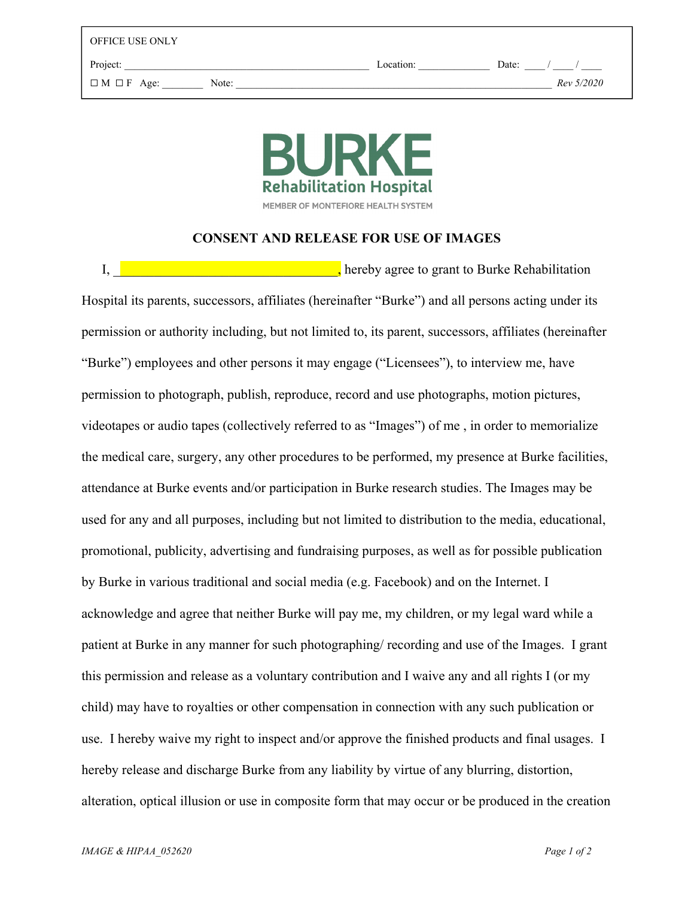OFFICE USE ONLY

Project: ______________________________________________ Location: ______________ Date: ____ / ____ / ____

☐ M ☐ F Age: ________ Note: ____________________________________________________________ *Rev 5/2020*

**BURKE**
**Rehabilitation Hospital**
MEMBER OF MONTEFIORE HEALTH SYSTEM

## CONSENT AND RELEASE FOR USE OF IMAGES

I, __________________________________, hereby agree to grant to Burke Rehabilitation Hospital its parents, successors, affiliates (hereinafter "Burke") and all persons acting under its permission or authority including, but not limited to, its parent, successors, affiliates (hereinafter "Burke") employees and other persons it may engage ("Licensees"), to interview me, have permission to photograph, publish, reproduce, record and use photographs, motion pictures, videotapes or audio tapes (collectively referred to as "Images") of me , in order to memorialize the medical care, surgery, any other procedures to be performed, my presence at Burke facilities, attendance at Burke events and/or participation in Burke research studies. The Images may be used for any and all purposes, including but not limited to distribution to the media, educational, promotional, publicity, advertising and fundraising purposes, as well as for possible publication by Burke in various traditional and social media (e.g. Facebook) and on the Internet. I acknowledge and agree that neither Burke will pay me, my children, or my legal ward while a patient at Burke in any manner for such photographing/ recording and use of the Images. I grant this permission and release as a voluntary contribution and I waive any and all rights I (or my child) may have to royalties or other compensation in connection with any such publication or use. I hereby waive my right to inspect and/or approve the finished products and final usages. I hereby release and discharge Burke from any liability by virtue of any blurring, distortion, alteration, optical illusion or use in composite form that may occur or be produced in the creation

*IMAGE & HIPAA_052620*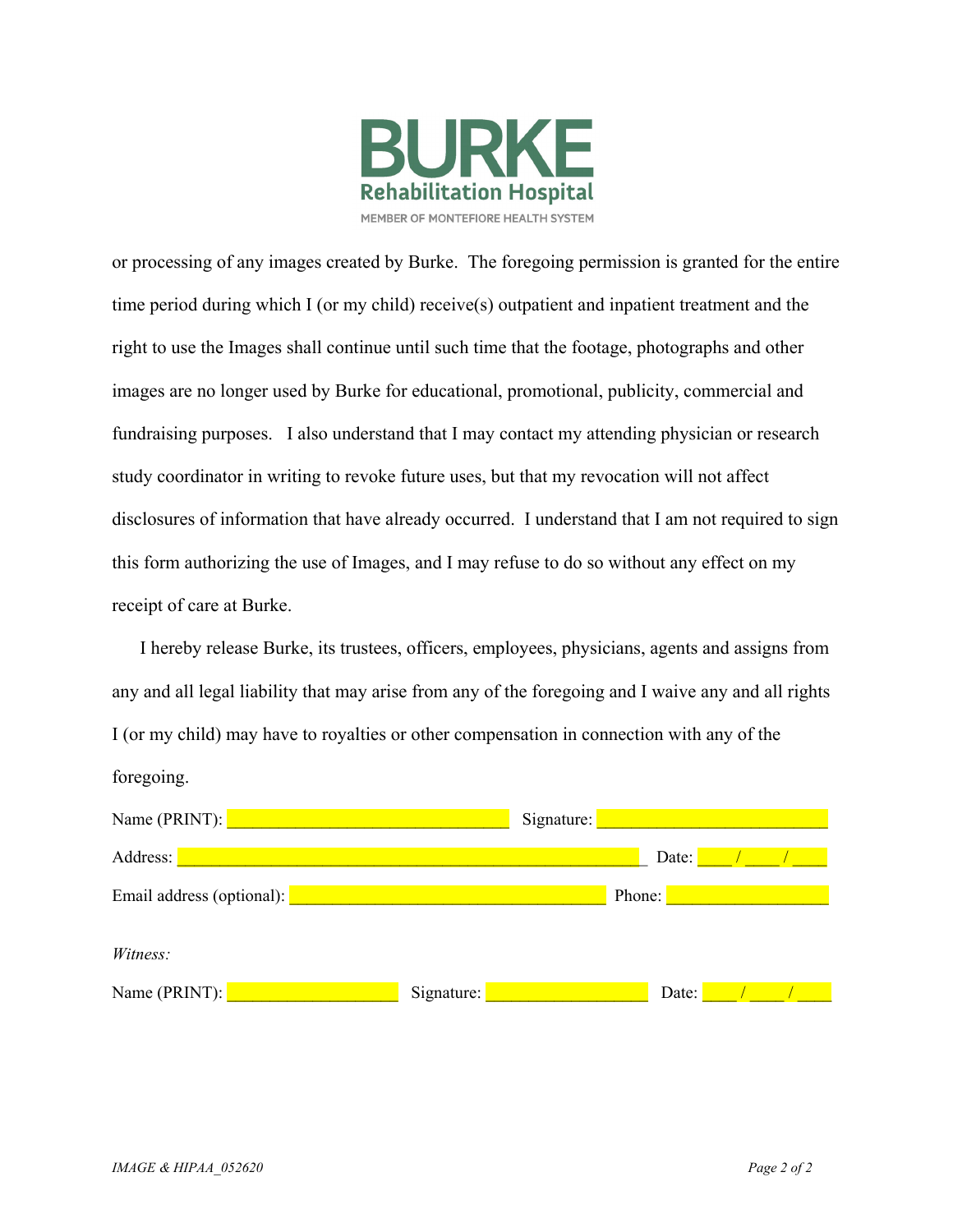or processing of any images created by Burke. The foregoing permission is granted for the entire time period during which I (or my child) receive(s) outpatient and inpatient treatment and the right to use the Images shall continue until such time that the footage, photographs and other images are no longer used by Burke for educational, promotional, publicity, commercial and fundraising purposes. I also understand that I may contact my attending physician or research study coordinator in writing to revoke future uses, but that my revocation will not affect disclosures of information that have already occurred. I understand that I am not required to sign this form authorizing the use of Images, and I may refuse to do so without any effect on my receipt of care at Burke.

I hereby release Burke, its trustees, officers, employees, physicians, agents and assigns from any and all legal liability that may arise from any of the foregoing and I waive any and all rights I (or my child) may have to royalties or other compensation in connection with any of the foregoing.

Name (PRINT): ________________________________ Signature: __________________________

Address: ____________________________________________________ Date: ____/____/____

Email address (optional): ___________________________________ Phone: __________________

*Witness:*

Name (PRINT): ___________________ Signature: __________________ Date: ____/____/____

*IMAGE & HIPAA_052620*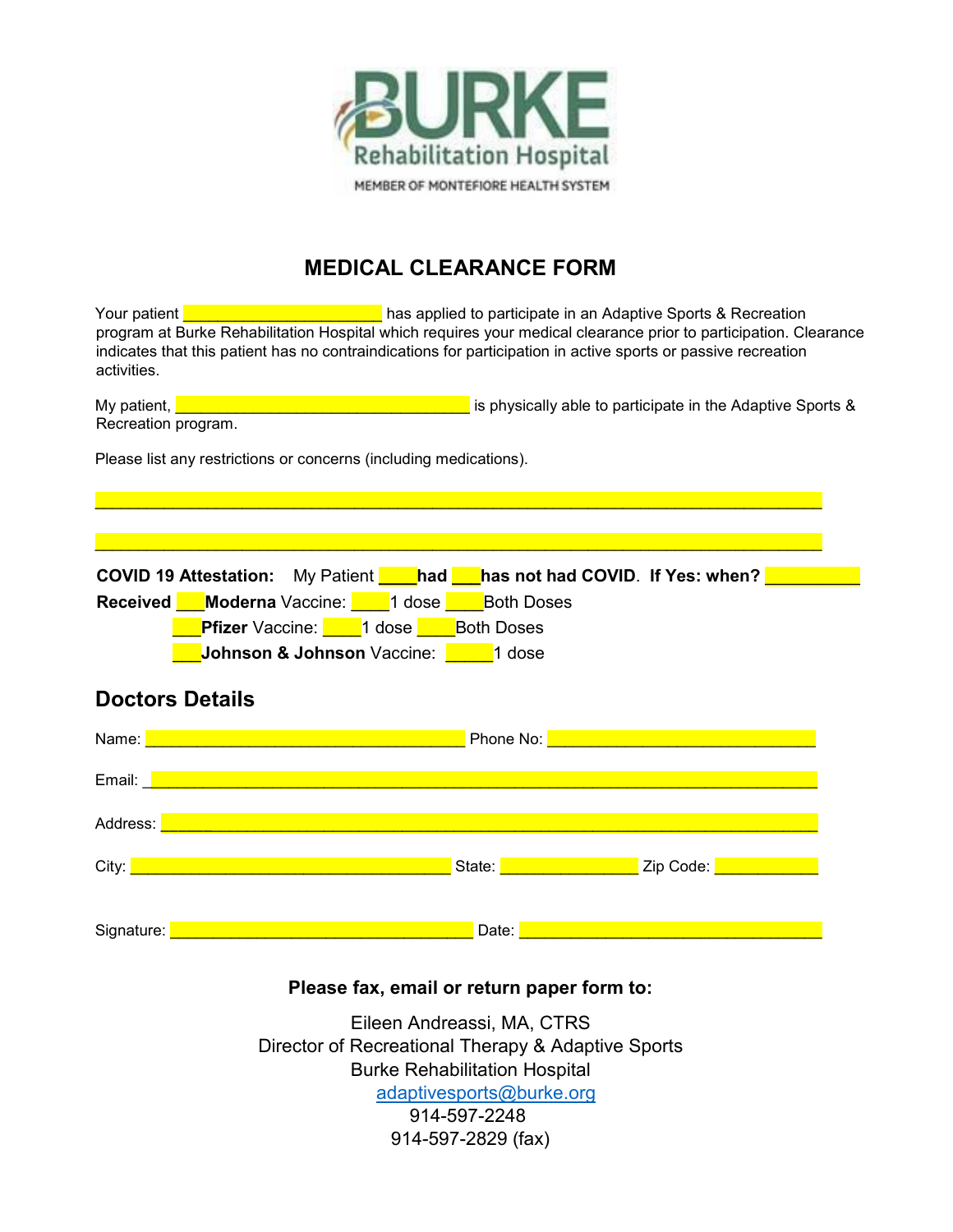BURKE
Rehabilitation Hospital
MEMBER OF MONTEFIORE HEALTH SYSTEM

# MEDICAL CLEARANCE FORM

Your patient ______________________ has applied to participate in an Adaptive Sports & Recreation program at Burke Rehabilitation Hospital which requires your medical clearance prior to participation. Clearance indicates that this patient has no contraindications for participation in active sports or passive recreation activities.

My patient, _________________________________ is physically able to participate in the Adaptive Sports & Recreation program.

Please list any restrictions or concerns (including medications).

_________________________________________________________________________________

_________________________________________________________________________________

**COVID 19 Attestation:** My Patient ____**had** ___**has not had COVID**. **If Yes: when?** __________

**Received** ___**Moderna** Vaccine: ____1 dose ____Both Doses

___**Pfizer** Vaccine: ____1 dose ____Both Doses

___**Johnson & Johnson** Vaccine: _____1 dose

## Doctors Details

Name: ____________________________________ Phone No: ______________________________

Email: ___________________________________________________________________________

Address: _________________________________________________________________________

City: ____________________________________ State: _______________ Zip Code: ___________

Signature: _________________________________ Date: __________________________________

**Please fax, email or return paper form to:**

Eileen Andreassi, MA, CTRS
Director of Recreational Therapy & Adaptive Sports
Burke Rehabilitation Hospital
adaptivesports@burke.org
914-597-2248
914-597-2829 (fax)